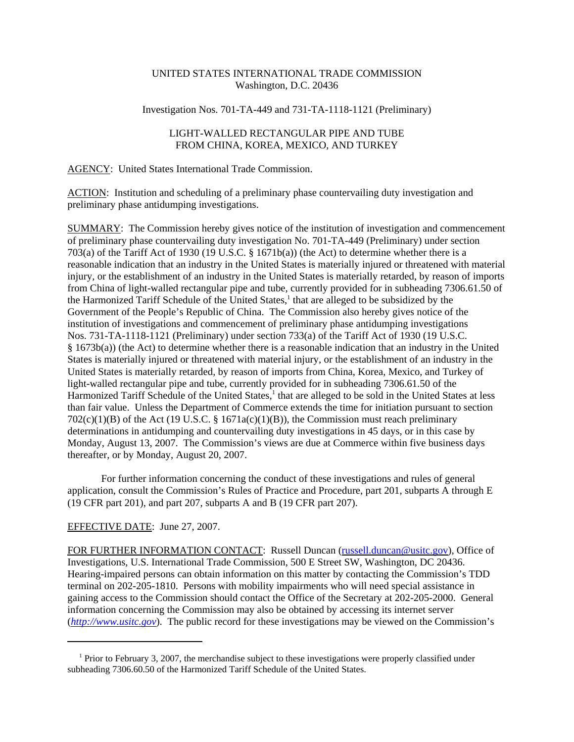UNITED STATES INTERNATIONAL TRADE COMMISSION
Washington, D.C. 20436

Investigation Nos. 701-TA-449 and 731-TA-1118-1121 (Preliminary)

LIGHT-WALLED RECTANGULAR PIPE AND TUBE
FROM CHINA, KOREA, MEXICO, AND TURKEY

AGENCY: United States International Trade Commission.

ACTION: Institution and scheduling of a preliminary phase countervailing duty investigation and preliminary phase antidumping investigations.

SUMMARY: The Commission hereby gives notice of the institution of investigation and commencement of preliminary phase countervailing duty investigation No. 701-TA-449 (Preliminary) under section 703(a) of the Tariff Act of 1930 (19 U.S.C. § 1671b(a)) (the Act) to determine whether there is a reasonable indication that an industry in the United States is materially injured or threatened with material injury, or the establishment of an industry in the United States is materially retarded, by reason of imports from China of light-walled rectangular pipe and tube, currently provided for in subheading 7306.61.50 of the Harmonized Tariff Schedule of the United States,[1] that are alleged to be subsidized by the Government of the People's Republic of China. The Commission also hereby gives notice of the institution of investigations and commencement of preliminary phase antidumping investigations Nos. 731-TA-1118-1121 (Preliminary) under section 733(a) of the Tariff Act of 1930 (19 U.S.C. § 1673b(a)) (the Act) to determine whether there is a reasonable indication that an industry in the United States is materially injured or threatened with material injury, or the establishment of an industry in the United States is materially retarded, by reason of imports from China, Korea, Mexico, and Turkey of light-walled rectangular pipe and tube, currently provided for in subheading 7306.61.50 of the Harmonized Tariff Schedule of the United States,[1] that are alleged to be sold in the United States at less than fair value. Unless the Department of Commerce extends the time for initiation pursuant to section 702(c)(1)(B) of the Act (19 U.S.C. § 1671a(c)(1)(B)), the Commission must reach preliminary determinations in antidumping and countervailing duty investigations in 45 days, or in this case by Monday, August 13, 2007. The Commission's views are due at Commerce within five business days thereafter, or by Monday, August 20, 2007.

For further information concerning the conduct of these investigations and rules of general application, consult the Commission's Rules of Practice and Procedure, part 201, subparts A through E (19 CFR part 201), and part 207, subparts A and B (19 CFR part 207).

EFFECTIVE DATE: June 27, 2007.

FOR FURTHER INFORMATION CONTACT: Russell Duncan (russell.duncan@usitc.gov), Office of Investigations, U.S. International Trade Commission, 500 E Street SW, Washington, DC 20436. Hearing-impaired persons can obtain information on this matter by contacting the Commission's TDD terminal on 202-205-1810. Persons with mobility impairments who will need special assistance in gaining access to the Commission should contact the Office of the Secretary at 202-205-2000. General information concerning the Commission may also be obtained by accessing its internet server (*http://www.usitc.gov*). The public record for these investigations may be viewed on the Commission's

---

[1] Prior to February 3, 2007, the merchandise subject to these investigations were properly classified under subheading 7306.60.50 of the Harmonized Tariff Schedule of the United States.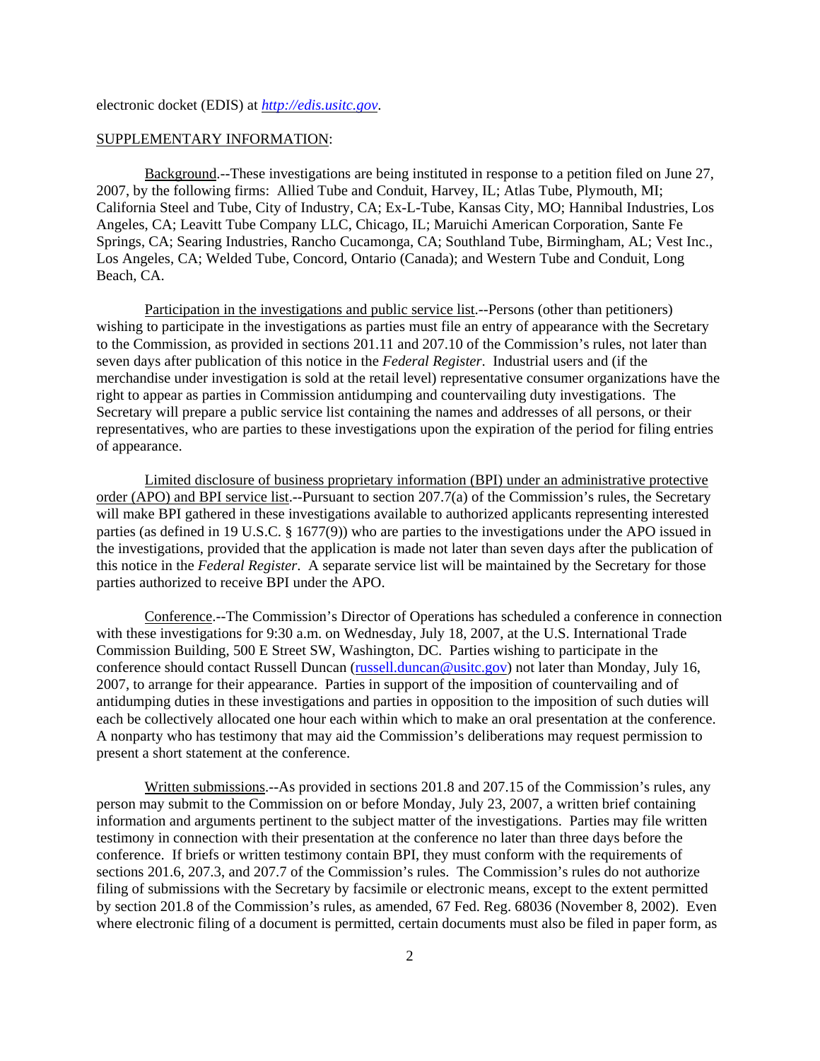electronic docket (EDIS) at *http://edis.usitc.gov*.

SUPPLEMENTARY INFORMATION:

Background.--These investigations are being instituted in response to a petition filed on June 27, 2007, by the following firms: Allied Tube and Conduit, Harvey, IL; Atlas Tube, Plymouth, MI; California Steel and Tube, City of Industry, CA; Ex-L-Tube, Kansas City, MO; Hannibal Industries, Los Angeles, CA; Leavitt Tube Company LLC, Chicago, IL; Maruichi American Corporation, Sante Fe Springs, CA; Searing Industries, Rancho Cucamonga, CA; Southland Tube, Birmingham, AL; Vest Inc., Los Angeles, CA; Welded Tube, Concord, Ontario (Canada); and Western Tube and Conduit, Long Beach, CA.

Participation in the investigations and public service list.--Persons (other than petitioners) wishing to participate in the investigations as parties must file an entry of appearance with the Secretary to the Commission, as provided in sections 201.11 and 207.10 of the Commission's rules, not later than seven days after publication of this notice in the *Federal Register*. Industrial users and (if the merchandise under investigation is sold at the retail level) representative consumer organizations have the right to appear as parties in Commission antidumping and countervailing duty investigations. The Secretary will prepare a public service list containing the names and addresses of all persons, or their representatives, who are parties to these investigations upon the expiration of the period for filing entries of appearance.

Limited disclosure of business proprietary information (BPI) under an administrative protective order (APO) and BPI service list.--Pursuant to section 207.7(a) of the Commission's rules, the Secretary will make BPI gathered in these investigations available to authorized applicants representing interested parties (as defined in 19 U.S.C. § 1677(9)) who are parties to the investigations under the APO issued in the investigations, provided that the application is made not later than seven days after the publication of this notice in the *Federal Register*. A separate service list will be maintained by the Secretary for those parties authorized to receive BPI under the APO.

Conference.--The Commission's Director of Operations has scheduled a conference in connection with these investigations for 9:30 a.m. on Wednesday, July 18, 2007, at the U.S. International Trade Commission Building, 500 E Street SW, Washington, DC. Parties wishing to participate in the conference should contact Russell Duncan (russell.duncan@usitc.gov) not later than Monday, July 16, 2007, to arrange for their appearance. Parties in support of the imposition of countervailing and of antidumping duties in these investigations and parties in opposition to the imposition of such duties will each be collectively allocated one hour each within which to make an oral presentation at the conference. A nonparty who has testimony that may aid the Commission's deliberations may request permission to present a short statement at the conference.

Written submissions.--As provided in sections 201.8 and 207.15 of the Commission's rules, any person may submit to the Commission on or before Monday, July 23, 2007, a written brief containing information and arguments pertinent to the subject matter of the investigations. Parties may file written testimony in connection with their presentation at the conference no later than three days before the conference. If briefs or written testimony contain BPI, they must conform with the requirements of sections 201.6, 207.3, and 207.7 of the Commission's rules. The Commission's rules do not authorize filing of submissions with the Secretary by facsimile or electronic means, except to the extent permitted by section 201.8 of the Commission's rules, as amended, 67 Fed. Reg. 68036 (November 8, 2002). Even where electronic filing of a document is permitted, certain documents must also be filed in paper form, as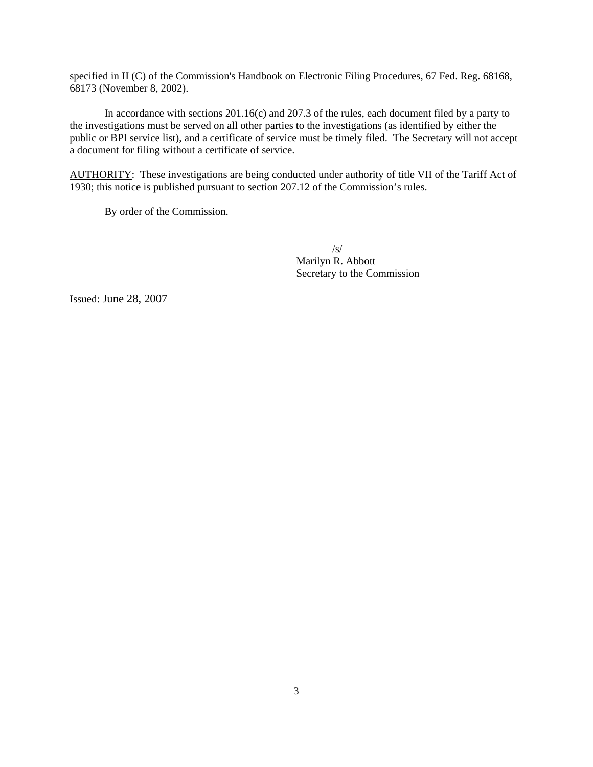specified in II (C) of the Commission's Handbook on Electronic Filing Procedures, 67 Fed. Reg. 68168, 68173 (November 8, 2002).

In accordance with sections 201.16(c) and 207.3 of the rules, each document filed by a party to the investigations must be served on all other parties to the investigations (as identified by either the public or BPI service list), and a certificate of service must be timely filed. The Secretary will not accept a document for filing without a certificate of service.

AUTHORITY: These investigations are being conducted under authority of title VII of the Tariff Act of 1930; this notice is published pursuant to section 207.12 of the Commission's rules.

By order of the Commission.

/s/
Marilyn R. Abbott
Secretary to the Commission

Issued: June 28, 2007